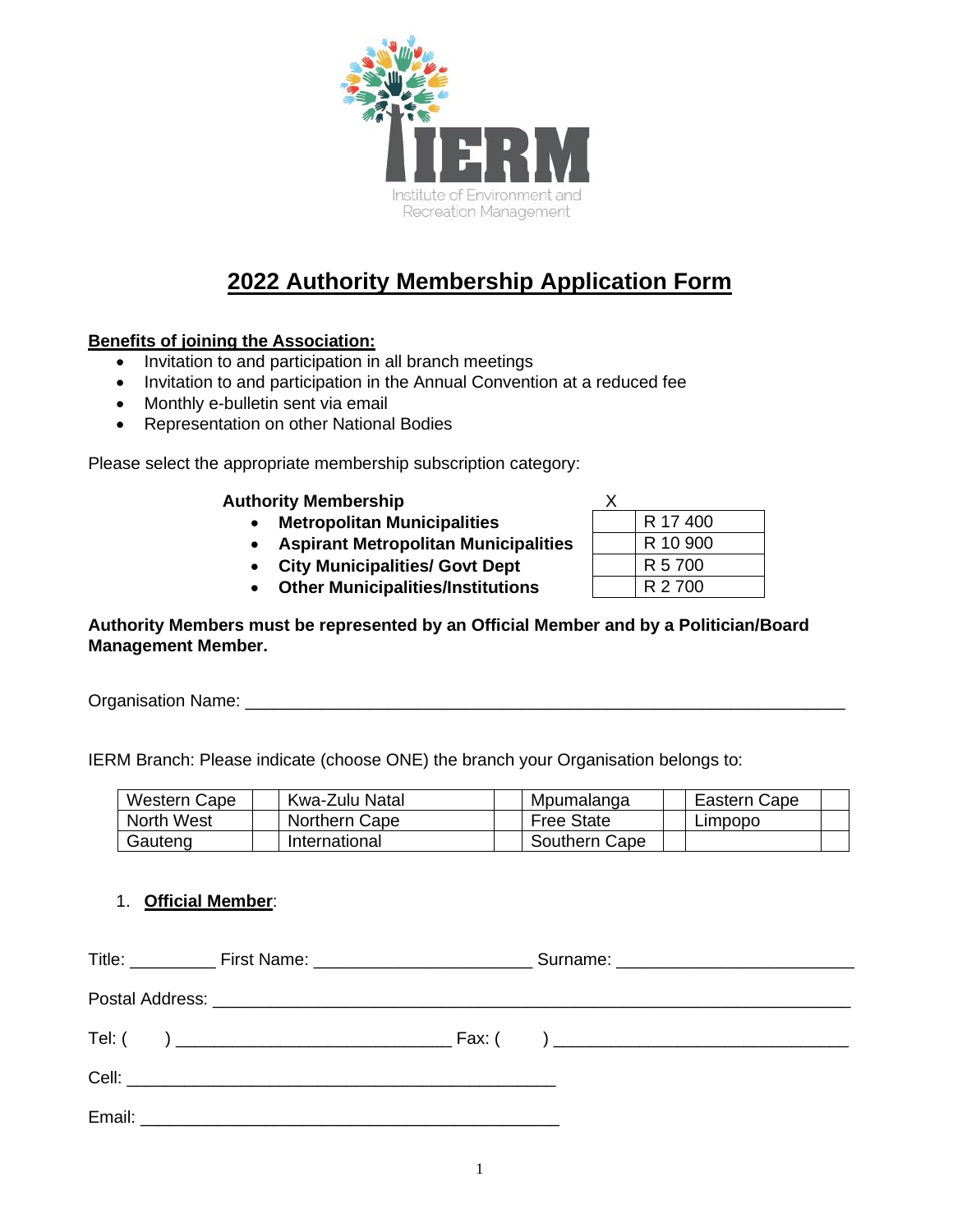IERM

Institute of Environment and Recreation Management

# 2022 Authority Membership Application Form

**Benefits of joining the Association:**

- Invitation to and participation in all branch meetings
- Invitation to and participation in the Annual Convention at a reduced fee
- Monthly e-bulletin sent via email
- Representation on other National Bodies

Please select the appropriate membership subscription category:

| **Authority Membership** | X | |
|---|---|---|
| • **Metropolitan Municipalities** | | R 17 400 |
| • **Aspirant Metropolitan Municipalities** | | R 10 900 |
| • **City Municipalities/ Govt Dept** | | R 5 700 |
| • **Other Municipalities/Institutions** | | R 2 700 |

**Authority Members must be represented by an Official Member and by a Politician/Board Management Member.**

Organisation Name: ___________________________________________________________________

IERM Branch: Please indicate (choose ONE) the branch your Organisation belongs to:

| Western Cape | | Kwa-Zulu Natal | | Mpumalanga | | Eastern Cape | |
|---|---|---|---|---|---|---|---|
| North West | | Northern Cape | | Free State | | Limpopo | |
| Gauteng | | International | | Southern Cape | | | |

1. **Official Member**:

Title: _________ First Name: ______________________ Surname: ________________________

Postal Address: _________________________________________________________________

Tel: (     ) ____________________________ Fax: (     ) ______________________________

Cell: ______________________________________________

Email: _____________________________________________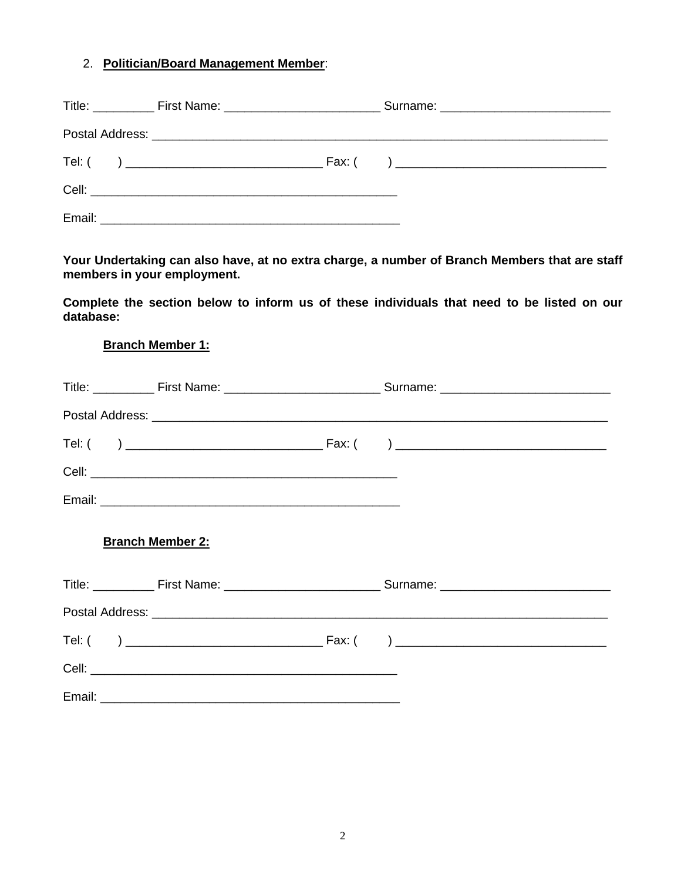2. **<u>Politician/Board Management Member</u>**:

Title: _________ First Name: _______________________ Surname: _________________________

Postal Address: _______________________________________________________________________

Tel: (      ) _____________________________ Fax: (      ) _______________________________

Cell: ____________________________________________

Email: ____________________________________________

**Your Undertaking can also have, at no extra charge, a number of Branch Members that are staff members in your employment.**

**Complete the section below to inform us of these individuals that need to be listed on our database:**

**<u>Branch Member 1:</u>**

Title: _________ First Name: _______________________ Surname: _________________________

Postal Address: _______________________________________________________________________

Tel: (      ) _____________________________ Fax: (      ) _______________________________

Cell: ____________________________________________

Email: ____________________________________________

**<u>Branch Member 2:</u>**

Title: _________ First Name: _______________________ Surname: _________________________

Postal Address: _______________________________________________________________________

Tel: (      ) _____________________________ Fax: (      ) _______________________________

Cell: ____________________________________________

Email: ____________________________________________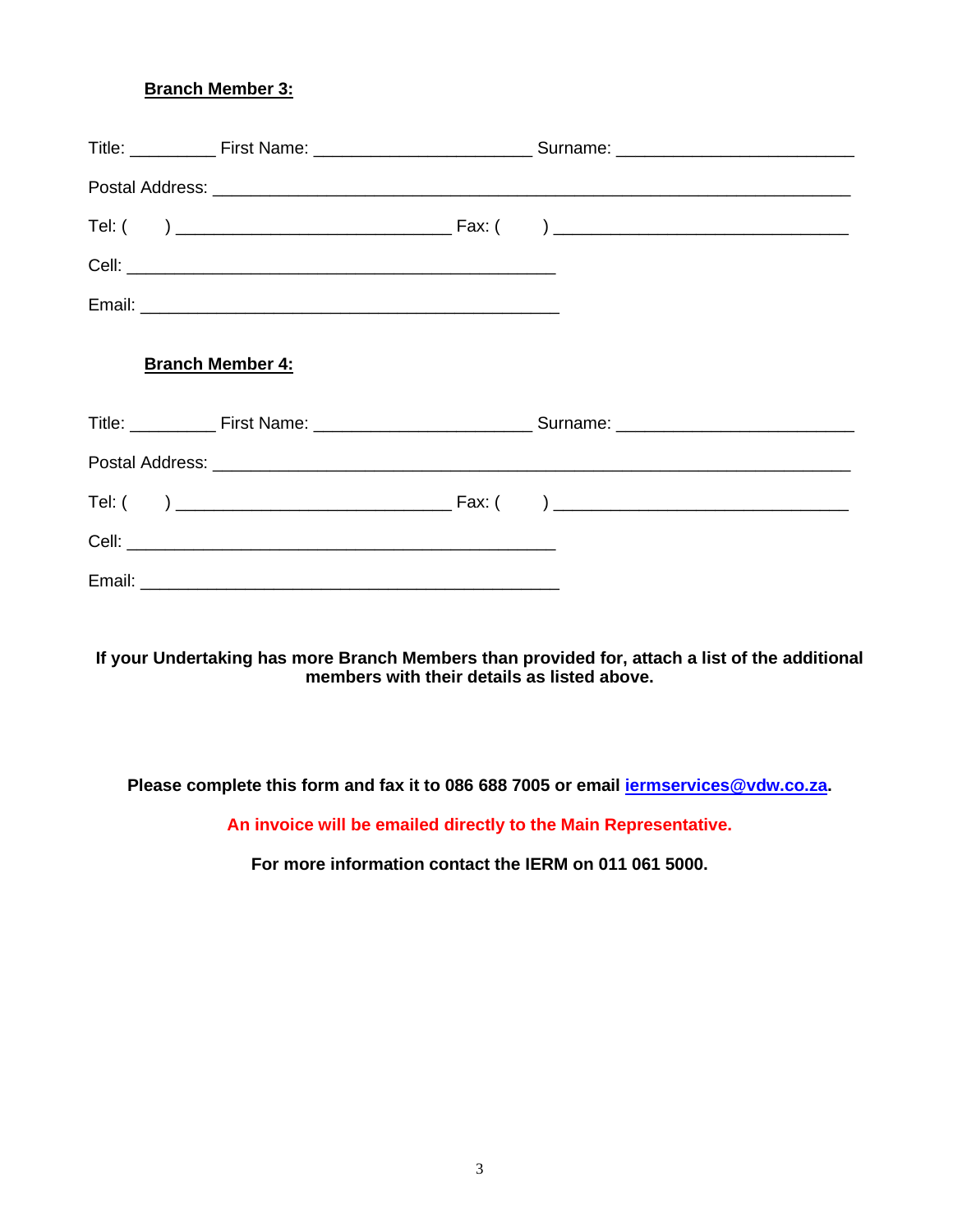**Branch Member 3:**

Title: _________ First Name: ______________________ Surname: ________________________

Postal Address: _________________________________________________________________

Tel: (      ) ____________________________ Fax: (      ) ______________________________

Cell: ___________________________________________

Email: __________________________________________

**Branch Member 4:**

Title: _________ First Name: ______________________ Surname: ________________________

Postal Address: _________________________________________________________________

Tel: (      ) ____________________________ Fax: (      ) ______________________________

Cell: ___________________________________________

Email: __________________________________________

**If your Undertaking has more Branch Members than provided for, attach a list of the additional members with their details as listed above.**

**Please complete this form and fax it to 086 688 7005 or email iermservices@vdw.co.za.**

**An invoice will be emailed directly to the Main Representative.**

**For more information contact the IERM on 011 061 5000.**